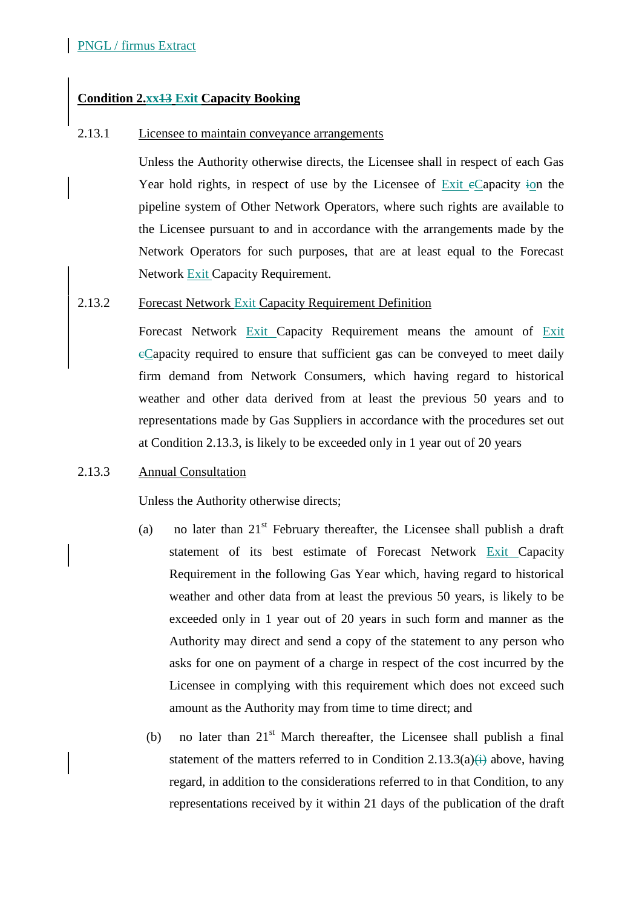PNGL / firmus Extract

**Condition 2.~~xx~~13 Exit Capacity Booking**

2.13.1 Licensee to maintain conveyance arrangements

Unless the Authority otherwise directs, the Licensee shall in respect of each Gas Year hold rights, in respect of use by the Licensee of Exit ~~c~~Capacity ~~i~~on the pipeline system of Other Network Operators, where such rights are available to the Licensee pursuant to and in accordance with the arrangements made by the Network Operators for such purposes, that are at least equal to the Forecast Network Exit Capacity Requirement.

2.13.2 Forecast Network Exit Capacity Requirement Definition

Forecast Network Exit Capacity Requirement means the amount of Exit ~~c~~Capacity required to ensure that sufficient gas can be conveyed to meet daily firm demand from Network Consumers, which having regard to historical weather and other data derived from at least the previous 50 years and to representations made by Gas Suppliers in accordance with the procedures set out at Condition 2.13.3, is likely to be exceeded only in 1 year out of 20 years

2.13.3 Annual Consultation

Unless the Authority otherwise directs;

(a) no later than 21st February thereafter, the Licensee shall publish a draft statement of its best estimate of Forecast Network Exit Capacity Requirement in the following Gas Year which, having regard to historical weather and other data from at least the previous 50 years, is likely to be exceeded only in 1 year out of 20 years in such form and manner as the Authority may direct and send a copy of the statement to any person who asks for one on payment of a charge in respect of the cost incurred by the Licensee in complying with this requirement which does not exceed such amount as the Authority may from time to time direct; and

(b) no later than 21st March thereafter, the Licensee shall publish a final statement of the matters referred to in Condition 2.13.3(a)~~(i)~~ above, having regard, in addition to the considerations referred to in that Condition, to any representations received by it within 21 days of the publication of the draft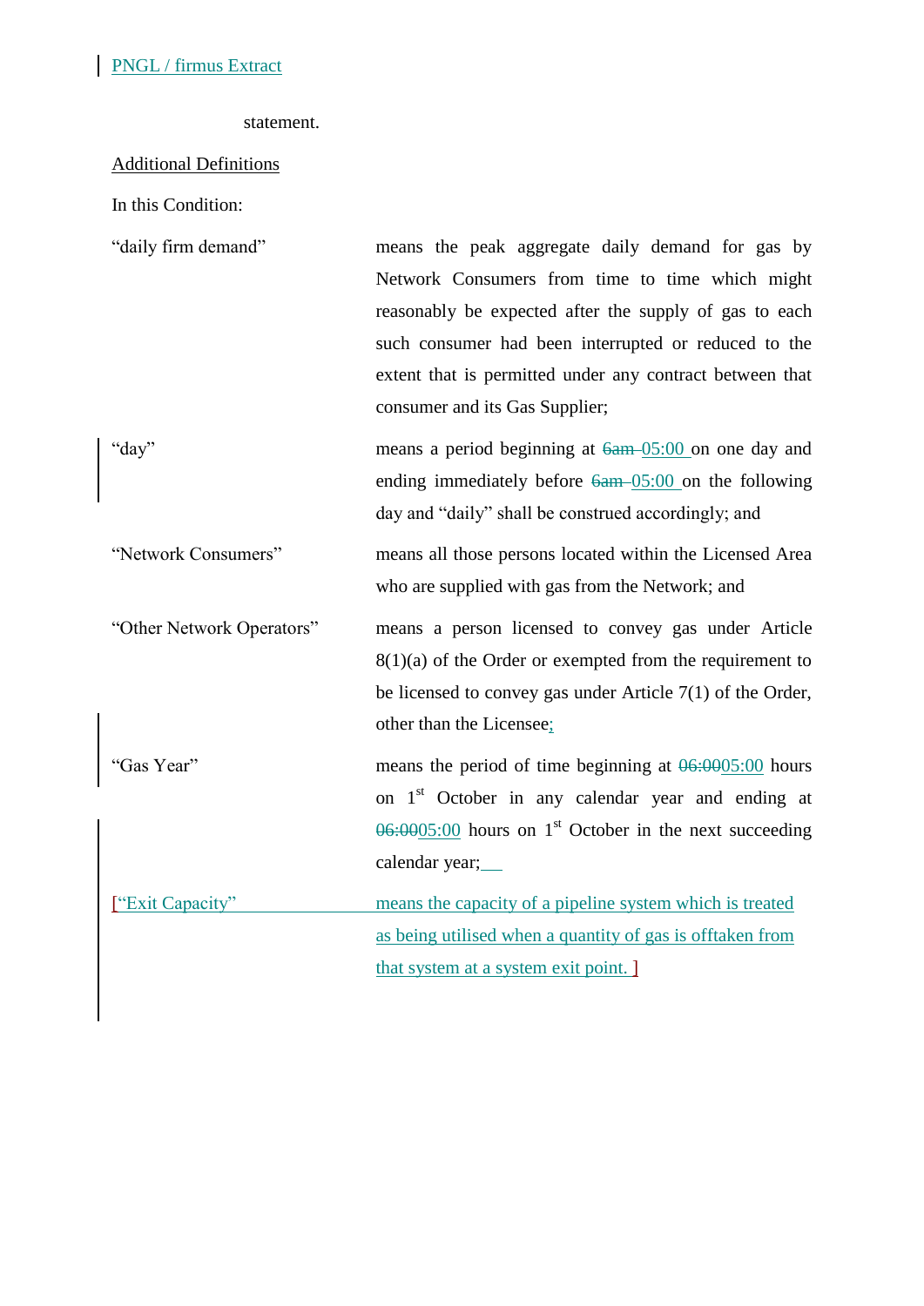statement.

Additional Definitions

In this Condition:

"daily firm demand" means the peak aggregate daily demand for gas by Network Consumers from time to time which might reasonably be expected after the supply of gas to each such consumer had been interrupted or reduced to the extent that is permitted under any contract between that consumer and its Gas Supplier;

"day" means a period beginning at ~~6am~~ 05:00 on one day and ending immediately before ~~6am~~ 05:00 on the following day and "daily" shall be construed accordingly; and

"Network Consumers" means all those persons located within the Licensed Area who are supplied with gas from the Network; and

"Other Network Operators" means a person licensed to convey gas under Article 8(1)(a) of the Order or exempted from the requirement to be licensed to convey gas under Article 7(1) of the Order, other than the Licensee;

"Gas Year" means the period of time beginning at ~~06:00~~05:00 hours on 1st October in any calendar year and ending at ~~06:00~~05:00 hours on 1st October in the next succeeding calendar year;

["Exit Capacity" means the capacity of a pipeline system which is treated as being utilised when a quantity of gas is offtaken from that system at a system exit point. ]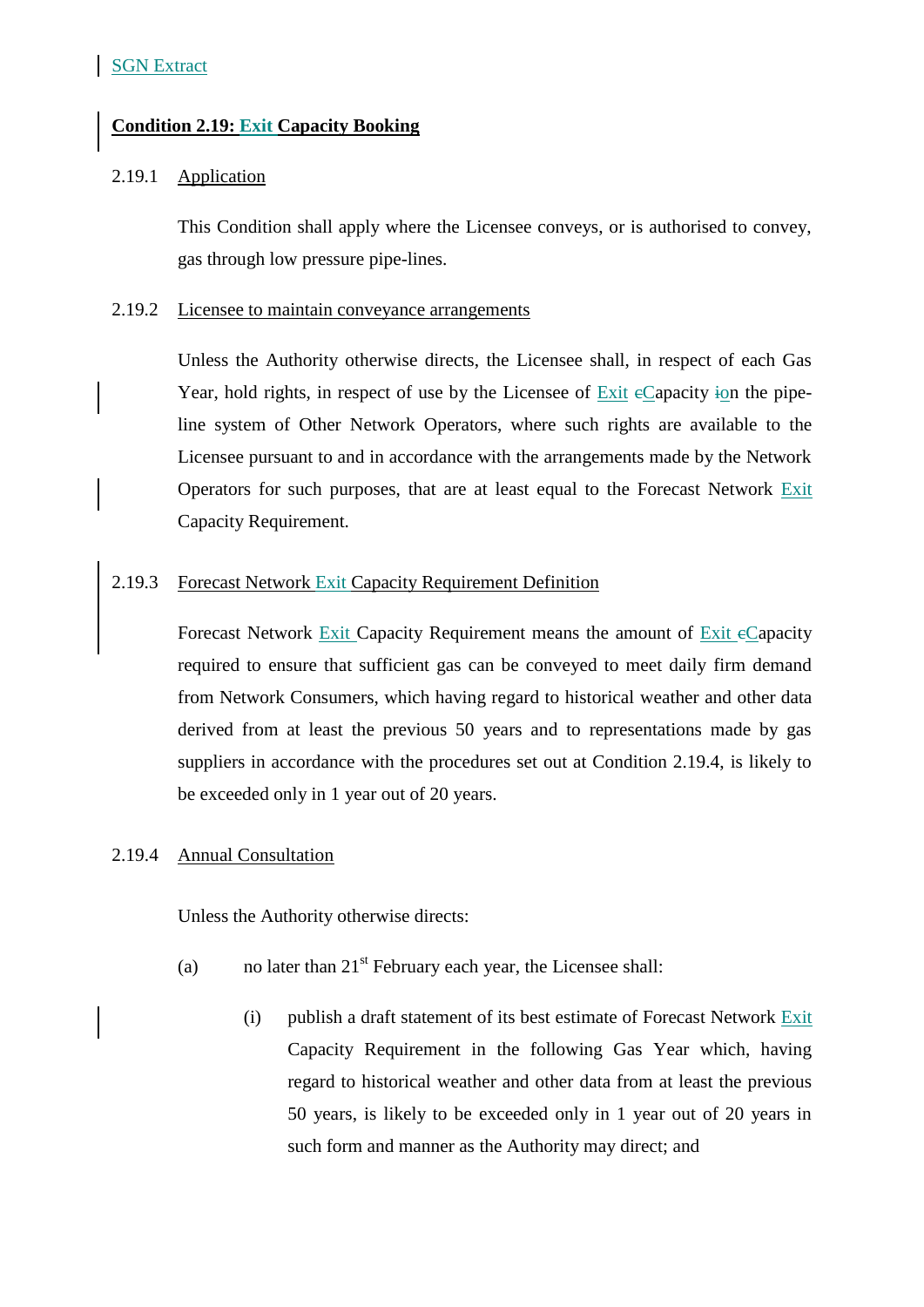SGN Extract

**Condition 2.19: Exit Capacity Booking**

2.19.1 Application

This Condition shall apply where the Licensee conveys, or is authorised to convey, gas through low pressure pipe-lines.

2.19.2 Licensee to maintain conveyance arrangements

Unless the Authority otherwise directs, the Licensee shall, in respect of each Gas Year, hold rights, in respect of use by the Licensee of Exit ~~c~~Capacity ~~i~~on the pipe-line system of Other Network Operators, where such rights are available to the Licensee pursuant to and in accordance with the arrangements made by the Network Operators for such purposes, that are at least equal to the Forecast Network Exit Capacity Requirement.

2.19.3 Forecast Network Exit Capacity Requirement Definition

Forecast Network Exit Capacity Requirement means the amount of Exit ~~c~~Capacity required to ensure that sufficient gas can be conveyed to meet daily firm demand from Network Consumers, which having regard to historical weather and other data derived from at least the previous 50 years and to representations made by gas suppliers in accordance with the procedures set out at Condition 2.19.4, is likely to be exceeded only in 1 year out of 20 years.

2.19.4 Annual Consultation

Unless the Authority otherwise directs:

(a) no later than 21st February each year, the Licensee shall:

(i) publish a draft statement of its best estimate of Forecast Network Exit Capacity Requirement in the following Gas Year which, having regard to historical weather and other data from at least the previous 50 years, is likely to be exceeded only in 1 year out of 20 years in such form and manner as the Authority may direct; and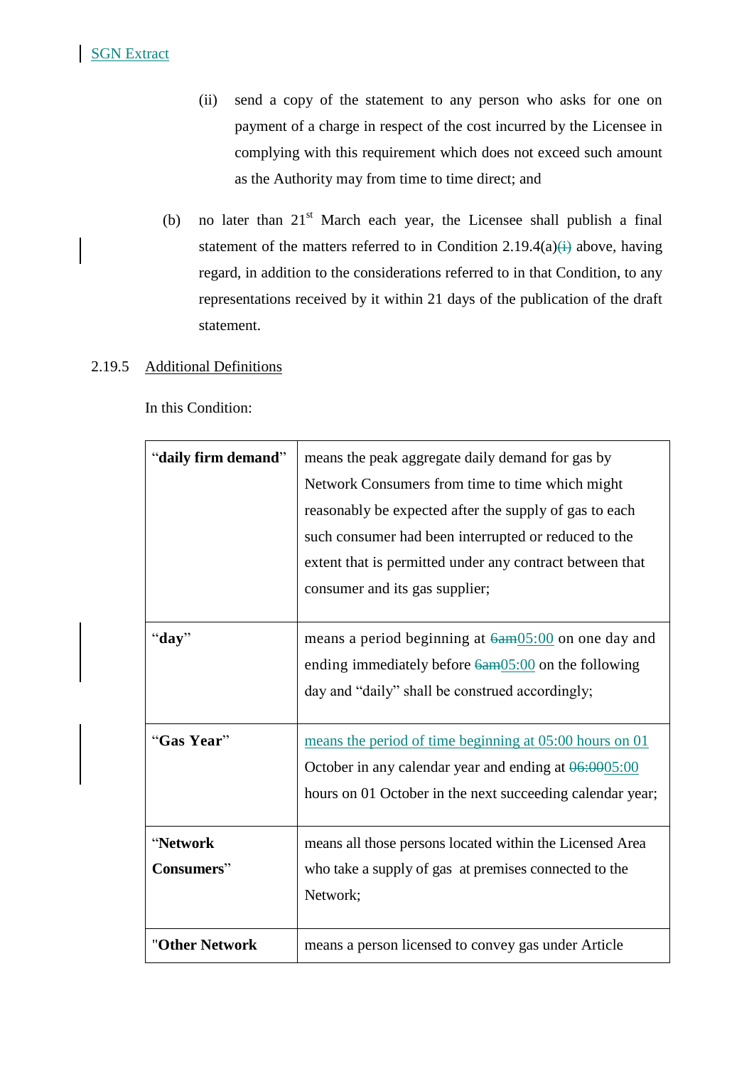SGN Extract

(ii) send a copy of the statement to any person who asks for one on payment of a charge in respect of the cost incurred by the Licensee in complying with this requirement which does not exceed such amount as the Authority may from time to time direct; and

(b) no later than 21st March each year, the Licensee shall publish a final statement of the matters referred to in Condition 2.19.4(a)~~(i)~~ above, having regard, in addition to the considerations referred to in that Condition, to any representations received by it within 21 days of the publication of the draft statement.

2.19.5 Additional Definitions

In this Condition:

| | |
|---|---|
| "**daily firm demand**" | means the peak aggregate daily demand for gas by Network Consumers from time to time which might reasonably be expected after the supply of gas to each such consumer had been interrupted or reduced to the extent that is permitted under any contract between that consumer and its gas supplier; |
| "**day**" | means a period beginning at ~~6am~~05:00 on one day and ending immediately before ~~6am~~05:00 on the following day and "daily" shall be construed accordingly; |
| "**Gas Year**" | means the period of time beginning at 05:00 hours on 01 October in any calendar year and ending at ~~06:00~~05:00 hours on 01 October in the next succeeding calendar year; |
| "**Network Consumers**" | means all those persons located within the Licensed Area who take a supply of gas at premises connected to the Network; |
| "**Other Network** | means a person licensed to convey gas under Article |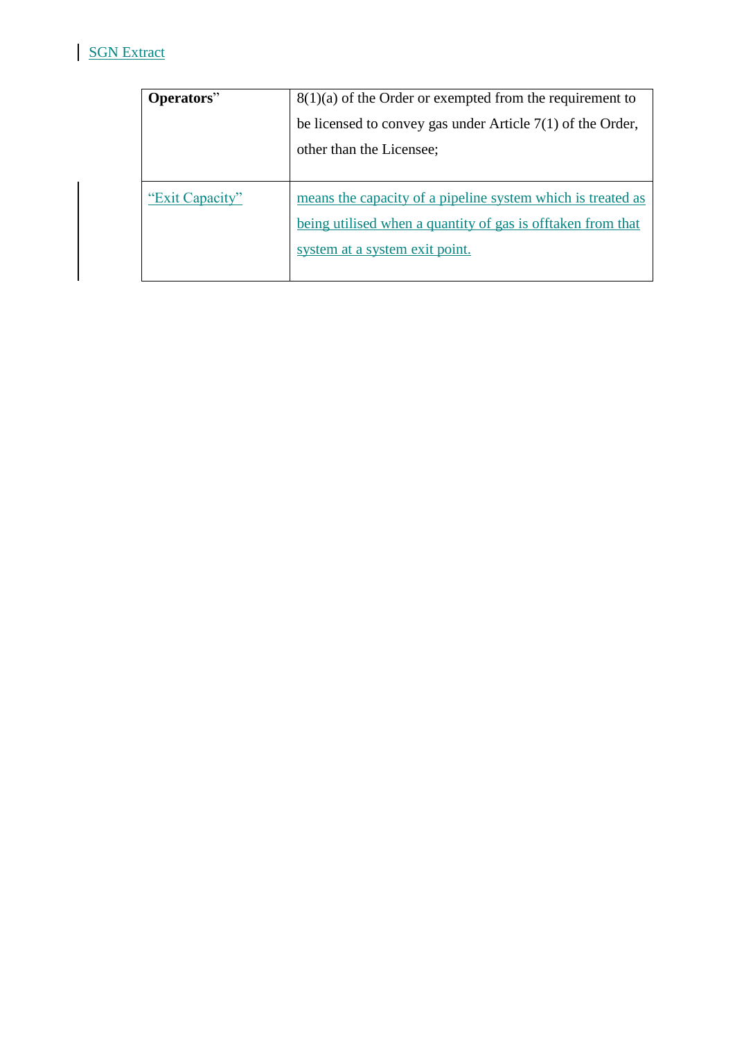SGN Extract

| | |
|---|---|
| **Operators**" | 8(1)(a) of the Order or exempted from the requirement to be licensed to convey gas under Article 7(1) of the Order, other than the Licensee; |
| "Exit Capacity" | means the capacity of a pipeline system which is treated as being utilised when a quantity of gas is offtaken from that system at a system exit point. |